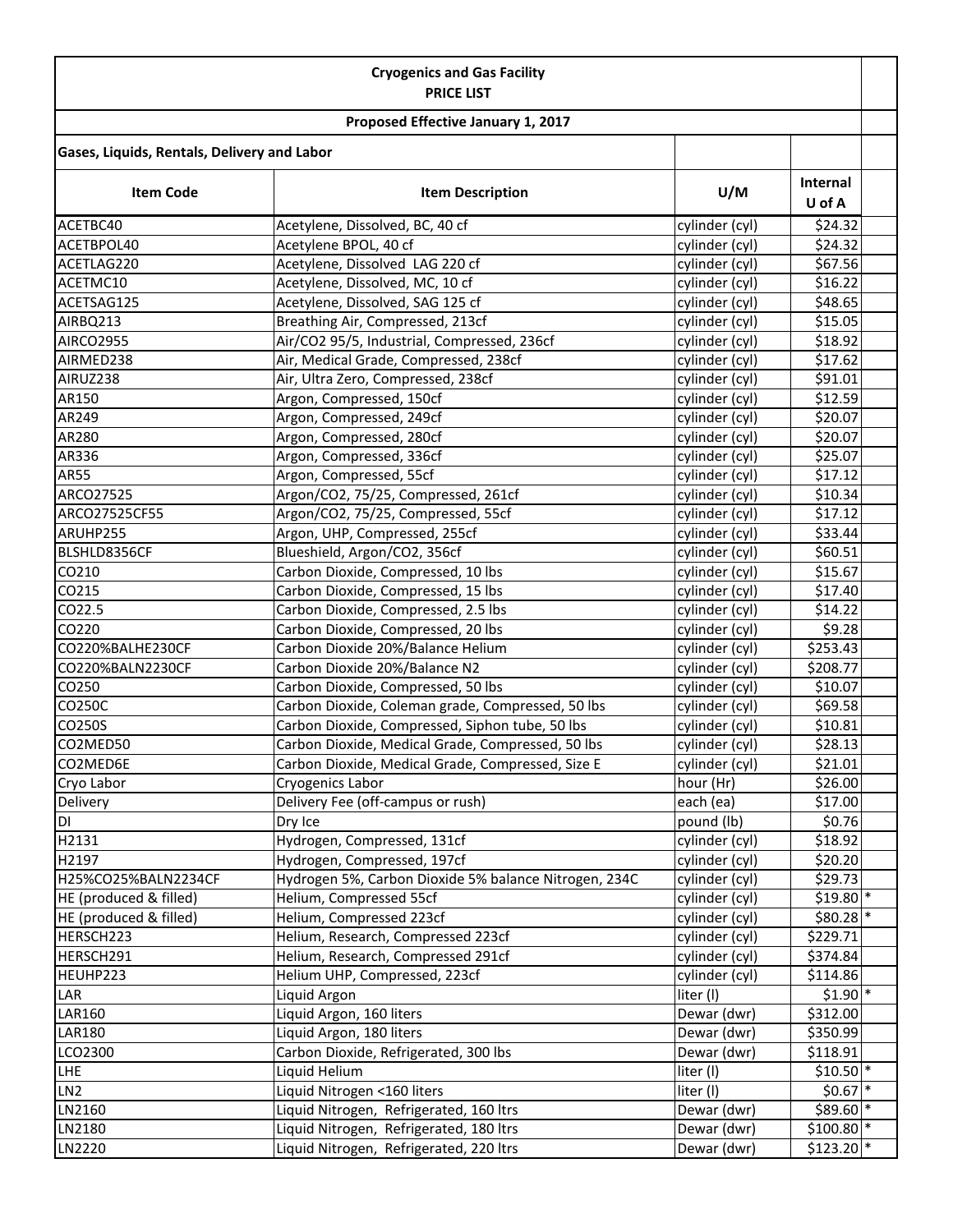**Cryogenics and Gas Facility**
**PRICE LIST**

**Proposed Effective January 1, 2017**

**Gases, Liquids, Rentals, Delivery and Labor**

| Item Code | Item Description | U/M | Internal U of A | |
|---|---|---|---|---|
| ACETBC40 | Acetylene, Dissolved, BC, 40 cf | cylinder (cyl) | $24.32 | |
| ACETBPOL40 | Acetylene BPOL, 40 cf | cylinder (cyl) | $24.32 | |
| ACETLAG220 | Acetylene, Dissolved LAG 220 cf | cylinder (cyl) | $67.56 | |
| ACETMC10 | Acetylene, Dissolved, MC, 10 cf | cylinder (cyl) | $16.22 | |
| ACETSAG125 | Acetylene, Dissolved, SAG 125 cf | cylinder (cyl) | $48.65 | |
| AIRBQ213 | Breathing Air, Compressed, 213cf | cylinder (cyl) | $15.05 | |
| AIRCO2955 | Air/CO2 95/5, Industrial, Compressed, 236cf | cylinder (cyl) | $18.92 | |
| AIRMED238 | Air, Medical Grade, Compressed, 238cf | cylinder (cyl) | $17.62 | |
| AIRUZ238 | Air, Ultra Zero, Compressed, 238cf | cylinder (cyl) | $91.01 | |
| AR150 | Argon, Compressed, 150cf | cylinder (cyl) | $12.59 | |
| AR249 | Argon, Compressed, 249cf | cylinder (cyl) | $20.07 | |
| AR280 | Argon, Compressed, 280cf | cylinder (cyl) | $20.07 | |
| AR336 | Argon, Compressed, 336cf | cylinder (cyl) | $25.07 | |
| AR55 | Argon, Compressed, 55cf | cylinder (cyl) | $17.12 | |
| ARCO27525 | Argon/CO2, 75/25, Compressed, 261cf | cylinder (cyl) | $10.34 | |
| ARCO27525CF55 | Argon/CO2, 75/25, Compressed, 55cf | cylinder (cyl) | $17.12 | |
| ARUHP255 | Argon, UHP, Compressed, 255cf | cylinder (cyl) | $33.44 | |
| BLSHLD8356CF | Blueshield, Argon/CO2, 356cf | cylinder (cyl) | $60.51 | |
| CO210 | Carbon Dioxide, Compressed, 10 lbs | cylinder (cyl) | $15.67 | |
| CO215 | Carbon Dioxide, Compressed, 15 lbs | cylinder (cyl) | $17.40 | |
| CO22.5 | Carbon Dioxide, Compressed, 2.5 lbs | cylinder (cyl) | $14.22 | |
| CO220 | Carbon Dioxide, Compressed, 20 lbs | cylinder (cyl) | $9.28 | |
| CO220%BALHE230CF | Carbon Dioxide 20%/Balance Helium | cylinder (cyl) | $253.43 | |
| CO220%BALN2230CF | Carbon Dioxide 20%/Balance N2 | cylinder (cyl) | $208.77 | |
| CO250 | Carbon Dioxide, Compressed, 50 lbs | cylinder (cyl) | $10.07 | |
| CO250C | Carbon Dioxide, Coleman grade, Compressed, 50 lbs | cylinder (cyl) | $69.58 | |
| CO250S | Carbon Dioxide, Compressed, Siphon tube, 50 lbs | cylinder (cyl) | $10.81 | |
| CO2MED50 | Carbon Dioxide, Medical Grade, Compressed, 50 lbs | cylinder (cyl) | $28.13 | |
| CO2MED6E | Carbon Dioxide, Medical Grade, Compressed, Size E | cylinder (cyl) | $21.01 | |
| Cryo Labor | Cryogenics Labor | hour (Hr) | $26.00 | |
| Delivery | Delivery Fee (off-campus or rush) | each (ea) | $17.00 | |
| DI | Dry Ice | pound (lb) | $0.76 | |
| H2131 | Hydrogen, Compressed, 131cf | cylinder (cyl) | $18.92 | |
| H2197 | Hydrogen, Compressed, 197cf | cylinder (cyl) | $20.20 | |
| H25%CO25%BALN2234CF | Hydrogen 5%, Carbon Dioxide 5% balance Nitrogen, 234C | cylinder (cyl) | $29.73 | |
| HE (produced & filled) | Helium, Compressed 55cf | cylinder (cyl) | $19.80 | * |
| HE (produced & filled) | Helium, Compressed 223cf | cylinder (cyl) | $80.28 | * |
| HERSCH223 | Helium, Research, Compressed 223cf | cylinder (cyl) | $229.71 | |
| HERSCH291 | Helium, Research, Compressed 291cf | cylinder (cyl) | $374.84 | |
| HEUHP223 | Helium UHP, Compressed, 223cf | cylinder (cyl) | $114.86 | |
| LAR | Liquid Argon | liter (l) | $1.90 | * |
| LAR160 | Liquid Argon, 160 liters | Dewar (dwr) | $312.00 | |
| LAR180 | Liquid Argon, 180 liters | Dewar (dwr) | $350.99 | |
| LCO2300 | Carbon Dioxide, Refrigerated, 300 lbs | Dewar (dwr) | $118.91 | |
| LHE | Liquid Helium | liter (l) | $10.50 | * |
| LN2 | Liquid Nitrogen <160 liters | liter (l) | $0.67 | * |
| LN2160 | Liquid Nitrogen, Refrigerated, 160 ltrs | Dewar (dwr) | $89.60 | * |
| LN2180 | Liquid Nitrogen, Refrigerated, 180 ltrs | Dewar (dwr) | $100.80 | * |
| LN2220 | Liquid Nitrogen, Refrigerated, 220 ltrs | Dewar (dwr) | $123.20 | * |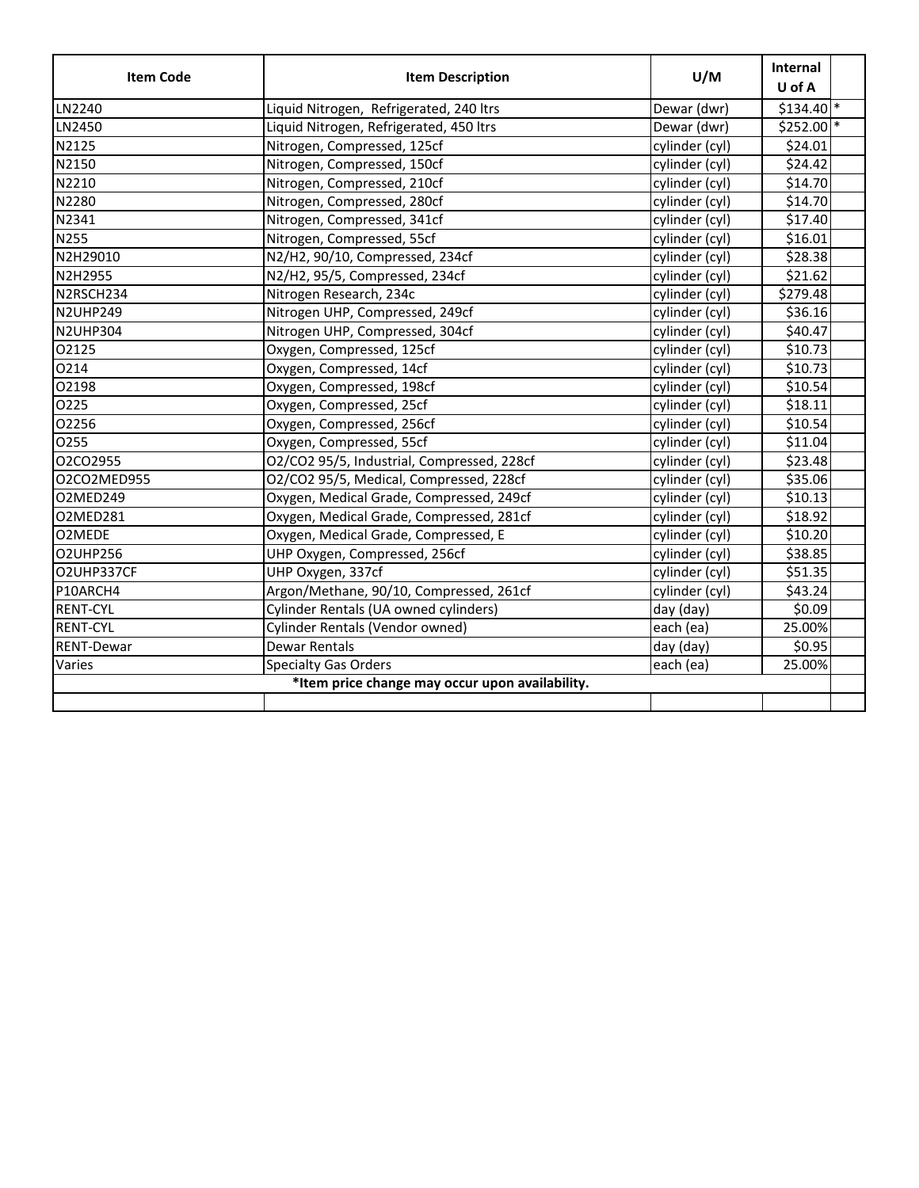| Item Code | Item Description | U/M | Internal U of A | |
|---|---|---|---|---|
| LN2240 | Liquid Nitrogen, Refrigerated, 240 ltrs | Dewar (dwr) | $134.40 | * |
| LN2450 | Liquid Nitrogen, Refrigerated, 450 ltrs | Dewar (dwr) | $252.00 | * |
| N2125 | Nitrogen, Compressed, 125cf | cylinder (cyl) | $24.01 | |
| N2150 | Nitrogen, Compressed, 150cf | cylinder (cyl) | $24.42 | |
| N2210 | Nitrogen, Compressed, 210cf | cylinder (cyl) | $14.70 | |
| N2280 | Nitrogen, Compressed, 280cf | cylinder (cyl) | $14.70 | |
| N2341 | Nitrogen, Compressed, 341cf | cylinder (cyl) | $17.40 | |
| N255 | Nitrogen, Compressed, 55cf | cylinder (cyl) | $16.01 | |
| N2H29010 | N2/H2, 90/10, Compressed, 234cf | cylinder (cyl) | $28.38 | |
| N2H2955 | N2/H2, 95/5, Compressed, 234cf | cylinder (cyl) | $21.62 | |
| N2RSCH234 | Nitrogen Research, 234c | cylinder (cyl) | $279.48 | |
| N2UHP249 | Nitrogen UHP, Compressed, 249cf | cylinder (cyl) | $36.16 | |
| N2UHP304 | Nitrogen UHP, Compressed, 304cf | cylinder (cyl) | $40.47 | |
| O2125 | Oxygen, Compressed, 125cf | cylinder (cyl) | $10.73 | |
| O214 | Oxygen, Compressed, 14cf | cylinder (cyl) | $10.73 | |
| O2198 | Oxygen, Compressed, 198cf | cylinder (cyl) | $10.54 | |
| O225 | Oxygen, Compressed, 25cf | cylinder (cyl) | $18.11 | |
| O2256 | Oxygen, Compressed, 256cf | cylinder (cyl) | $10.54 | |
| O255 | Oxygen, Compressed, 55cf | cylinder (cyl) | $11.04 | |
| O2CO2955 | O2/CO2 95/5, Industrial, Compressed, 228cf | cylinder (cyl) | $23.48 | |
| O2CO2MED955 | O2/CO2 95/5, Medical, Compressed, 228cf | cylinder (cyl) | $35.06 | |
| O2MED249 | Oxygen, Medical Grade, Compressed, 249cf | cylinder (cyl) | $10.13 | |
| O2MED281 | Oxygen, Medical Grade, Compressed, 281cf | cylinder (cyl) | $18.92 | |
| O2MEDE | Oxygen, Medical Grade, Compressed, E | cylinder (cyl) | $10.20 | |
| O2UHP256 | UHP Oxygen, Compressed, 256cf | cylinder (cyl) | $38.85 | |
| O2UHP337CF | UHP Oxygen, 337cf | cylinder (cyl) | $51.35 | |
| P10ARCH4 | Argon/Methane, 90/10, Compressed, 261cf | cylinder (cyl) | $43.24 | |
| RENT-CYL | Cylinder Rentals (UA owned cylinders) | day (day) | $0.09 | |
| RENT-CYL | Cylinder Rentals (Vendor owned) | each (ea) | 25.00% | |
| RENT-Dewar | Dewar Rentals | day (day) | $0.95 | |
| Varies | Specialty Gas Orders | each (ea) | 25.00% | |
| | **\*Item price change may occur upon availability.** | | | |